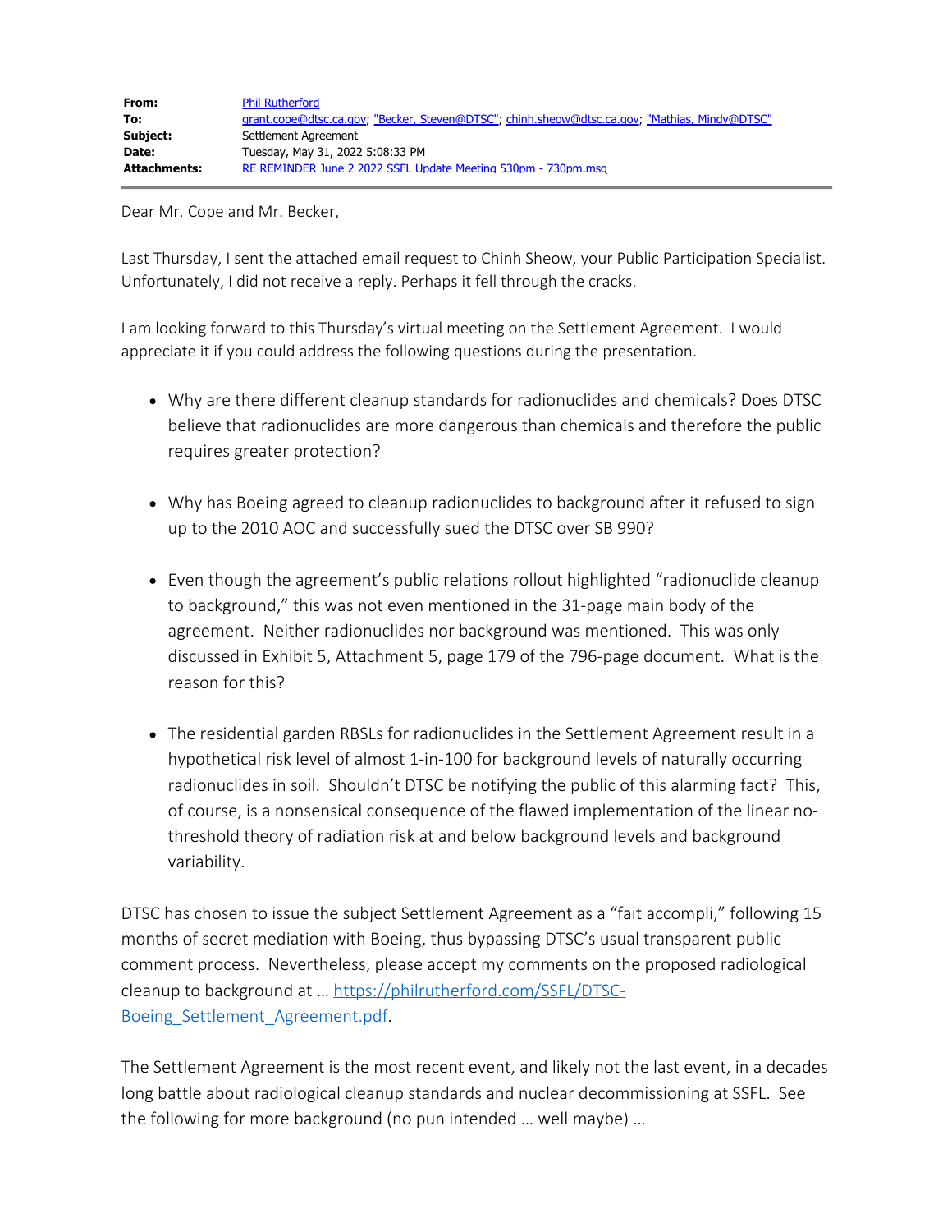| | |
|---|---|
| **From:** | Phil Rutherford |
| **To:** | grant.cope@dtsc.ca.gov; "Becker, Steven@DTSC"; chinh.sheow@dtsc.ca.gov; "Mathias, Mindy@DTSC" |
| **Subject:** | Settlement Agreement |
| **Date:** | Tuesday, May 31, 2022 5:08:33 PM |
| **Attachments:** | RE REMINDER June 2 2022 SSFL Update Meeting 530pm - 730pm.msg |

Dear Mr. Cope and Mr. Becker,

Last Thursday, I sent the attached email request to Chinh Sheow, your Public Participation Specialist. Unfortunately, I did not receive a reply. Perhaps it fell through the cracks.

I am looking forward to this Thursday's virtual meeting on the Settlement Agreement. I would appreciate it if you could address the following questions during the presentation.

- Why are there different cleanup standards for radionuclides and chemicals? Does DTSC believe that radionuclides are more dangerous than chemicals and therefore the public requires greater protection?

- Why has Boeing agreed to cleanup radionuclides to background after it refused to sign up to the 2010 AOC and successfully sued the DTSC over SB 990?

- Even though the agreement's public relations rollout highlighted "radionuclide cleanup to background," this was not even mentioned in the 31-page main body of the agreement. Neither radionuclides nor background was mentioned. This was only discussed in Exhibit 5, Attachment 5, page 179 of the 796-page document. What is the reason for this?

- The residential garden RBSLs for radionuclides in the Settlement Agreement result in a hypothetical risk level of almost 1-in-100 for background levels of naturally occurring radionuclides in soil. Shouldn't DTSC be notifying the public of this alarming fact? This, of course, is a nonsensical consequence of the flawed implementation of the linear no-threshold theory of radiation risk at and below background levels and background variability.

DTSC has chosen to issue the subject Settlement Agreement as a "fait accompli," following 15 months of secret mediation with Boeing, thus bypassing DTSC's usual transparent public comment process. Nevertheless, please accept my comments on the proposed radiological cleanup to background at … [https://philrutherford.com/SSFL/DTSC-Boeing_Settlement_Agreement.pdf](https://philrutherford.com/SSFL/DTSC-Boeing_Settlement_Agreement.pdf).

The Settlement Agreement is the most recent event, and likely not the last event, in a decades long battle about radiological cleanup standards and nuclear decommissioning at SSFL. See the following for more background (no pun intended … well maybe) …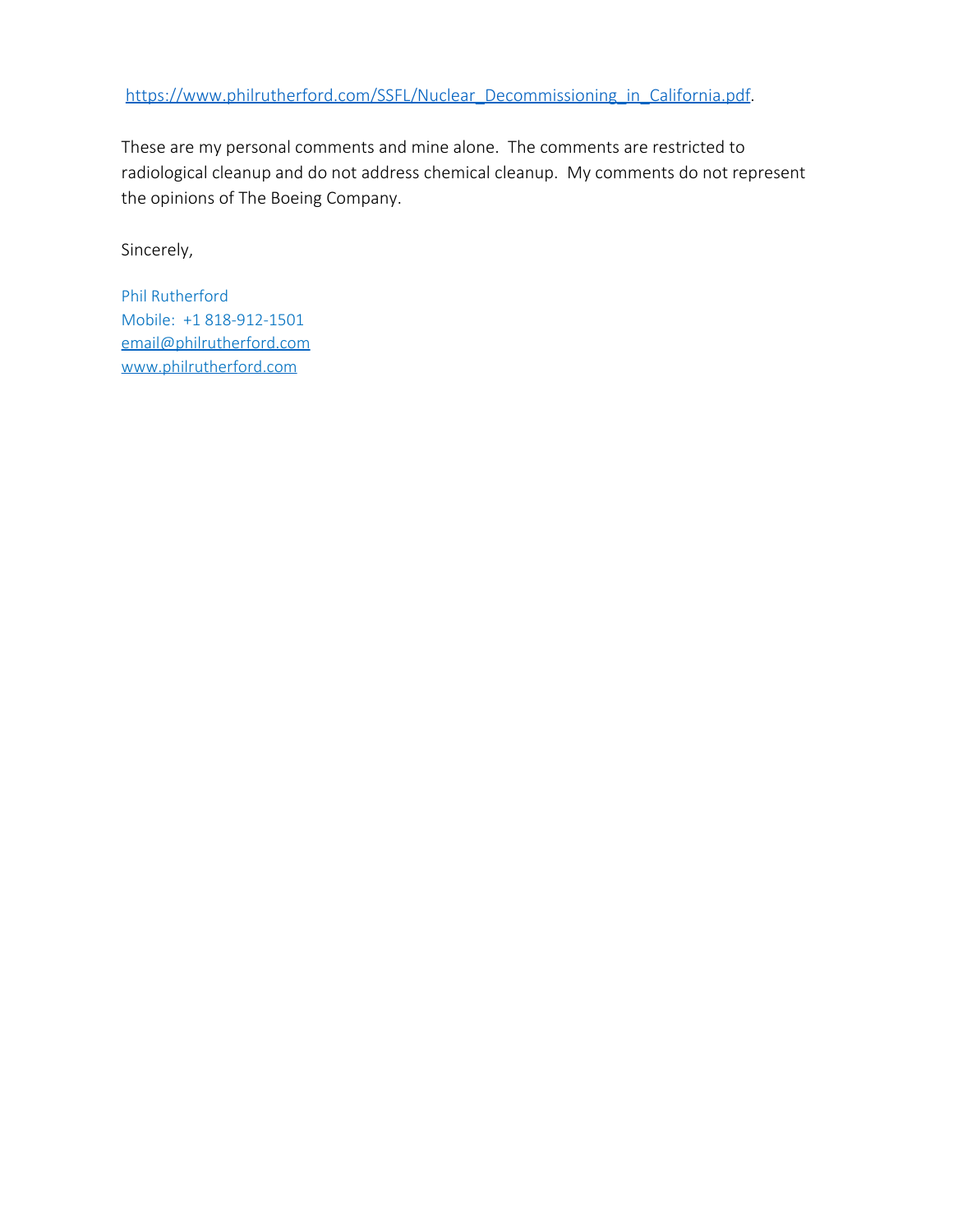https://www.philrutherford.com/SSFL/Nuclear_Decommissioning_in_California.pdf.

These are my personal comments and mine alone. The comments are restricted to radiological cleanup and do not address chemical cleanup. My comments do not represent the opinions of The Boeing Company.

Sincerely,

Phil Rutherford
Mobile: +1 818-912-1501
email@philrutherford.com
www.philrutherford.com